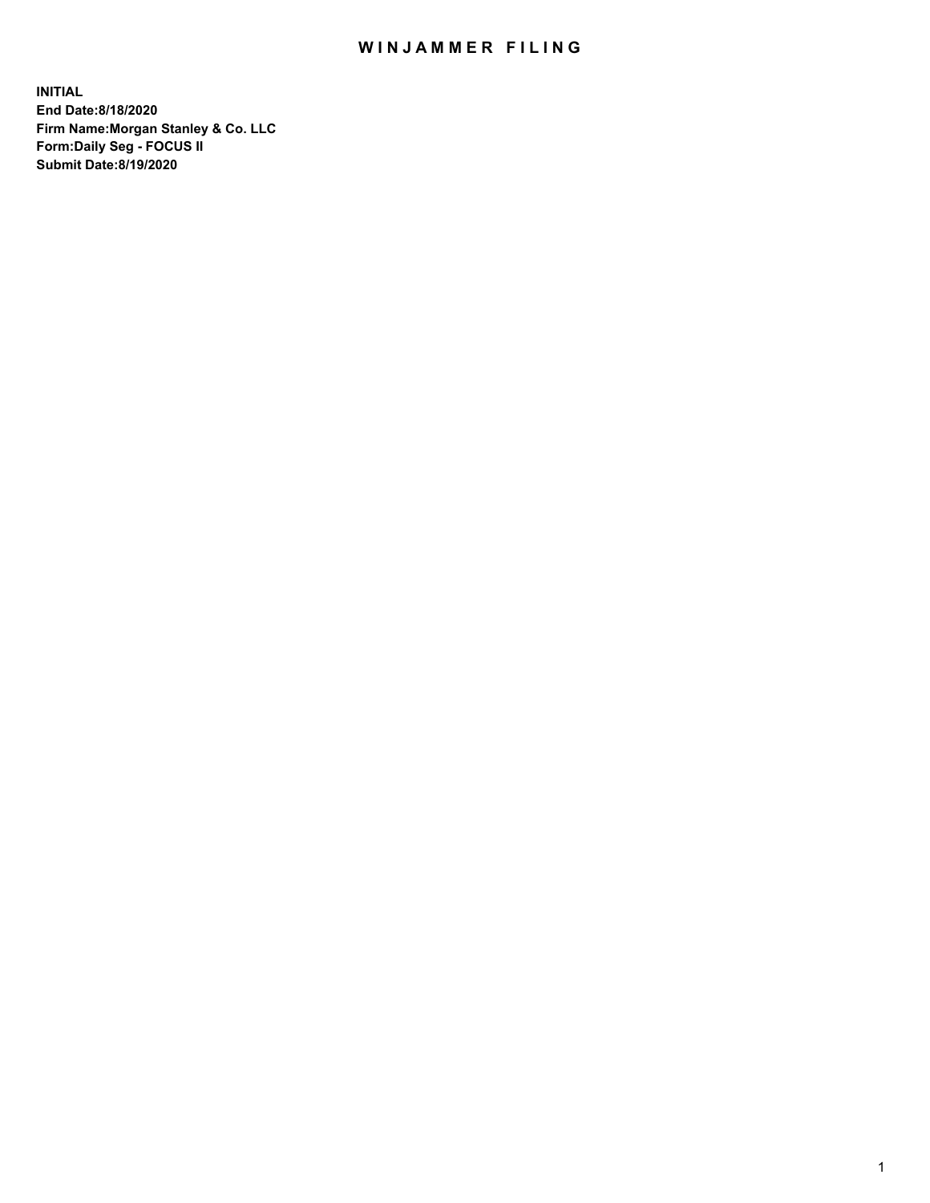# WINJAMMER FILING

**INITIAL**
**End Date:8/18/2020**
**Firm Name:Morgan Stanley & Co. LLC**
**Form:Daily Seg - FOCUS II**
**Submit Date:8/19/2020**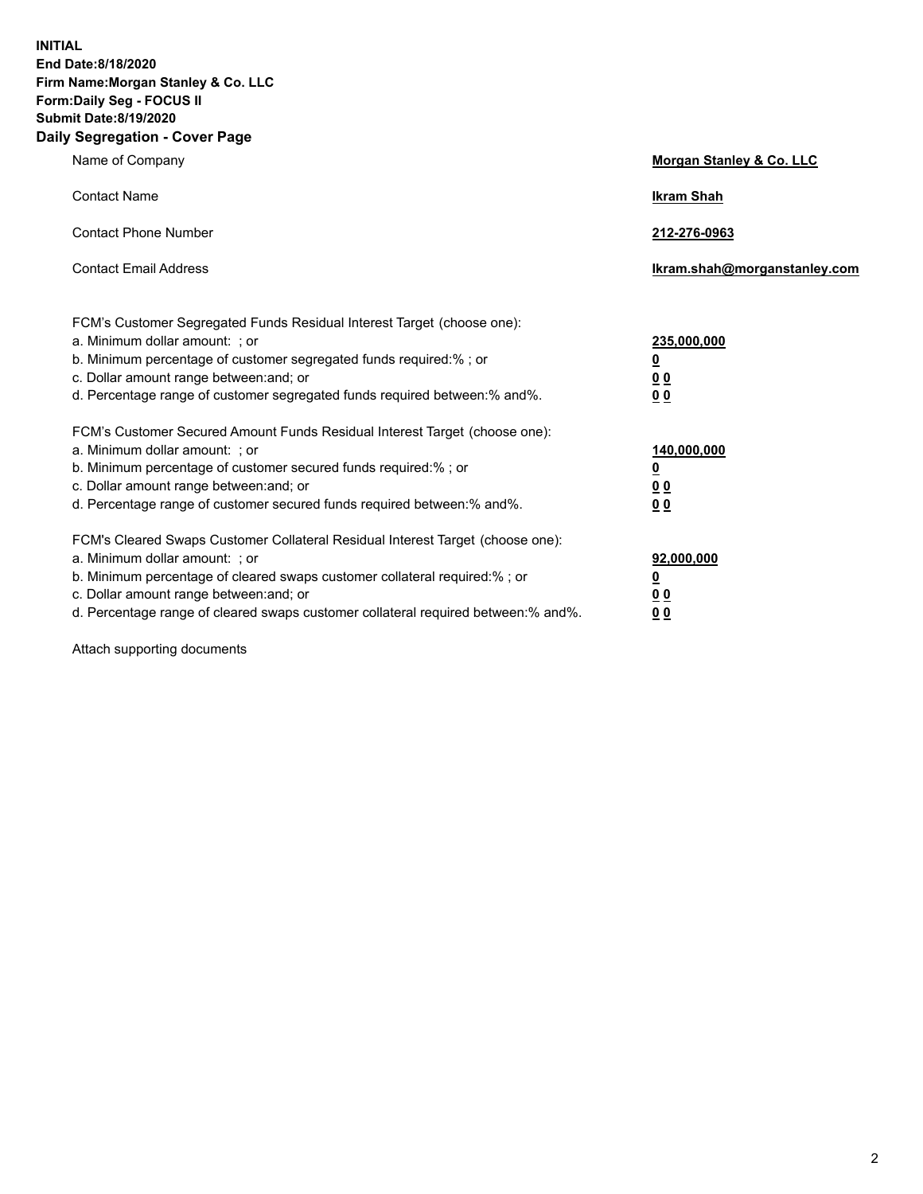**INITIAL**
**End Date:8/18/2020**
**Firm Name:Morgan Stanley & Co. LLC**
**Form:Daily Seg - FOCUS II**
**Submit Date:8/19/2020**

## Daily Segregation - Cover Page

| | |
|---|---|
| Name of Company | **Morgan Stanley & Co. LLC** |
| Contact Name | **Ikram Shah** |
| Contact Phone Number | **212-276-0963** |
| Contact Email Address | **Ikram.shah@morganstanley.com** |

FCM's Customer Segregated Funds Residual Interest Target (choose one):

| | |
|---|---|
| a. Minimum dollar amount: ; or | **235,000,000** |
| b. Minimum percentage of customer segregated funds required:% ; or | **0** |
| c. Dollar amount range between:and; or | **0 0** |
| d. Percentage range of customer segregated funds required between:% and%. | **0 0** |

FCM's Customer Secured Amount Funds Residual Interest Target (choose one):

| | |
|---|---|
| a. Minimum dollar amount: ; or | **140,000,000** |
| b. Minimum percentage of customer secured funds required:% ; or | **0** |
| c. Dollar amount range between:and; or | **0 0** |
| d. Percentage range of customer secured funds required between:% and%. | **0 0** |

FCM's Cleared Swaps Customer Collateral Residual Interest Target (choose one):

| | |
|---|---|
| a. Minimum dollar amount: ; or | **92,000,000** |
| b. Minimum percentage of cleared swaps customer collateral required:% ; or | **0** |
| c. Dollar amount range between:and; or | **0 0** |
| d. Percentage range of cleared swaps customer collateral required between:% and%. | **0 0** |

Attach supporting documents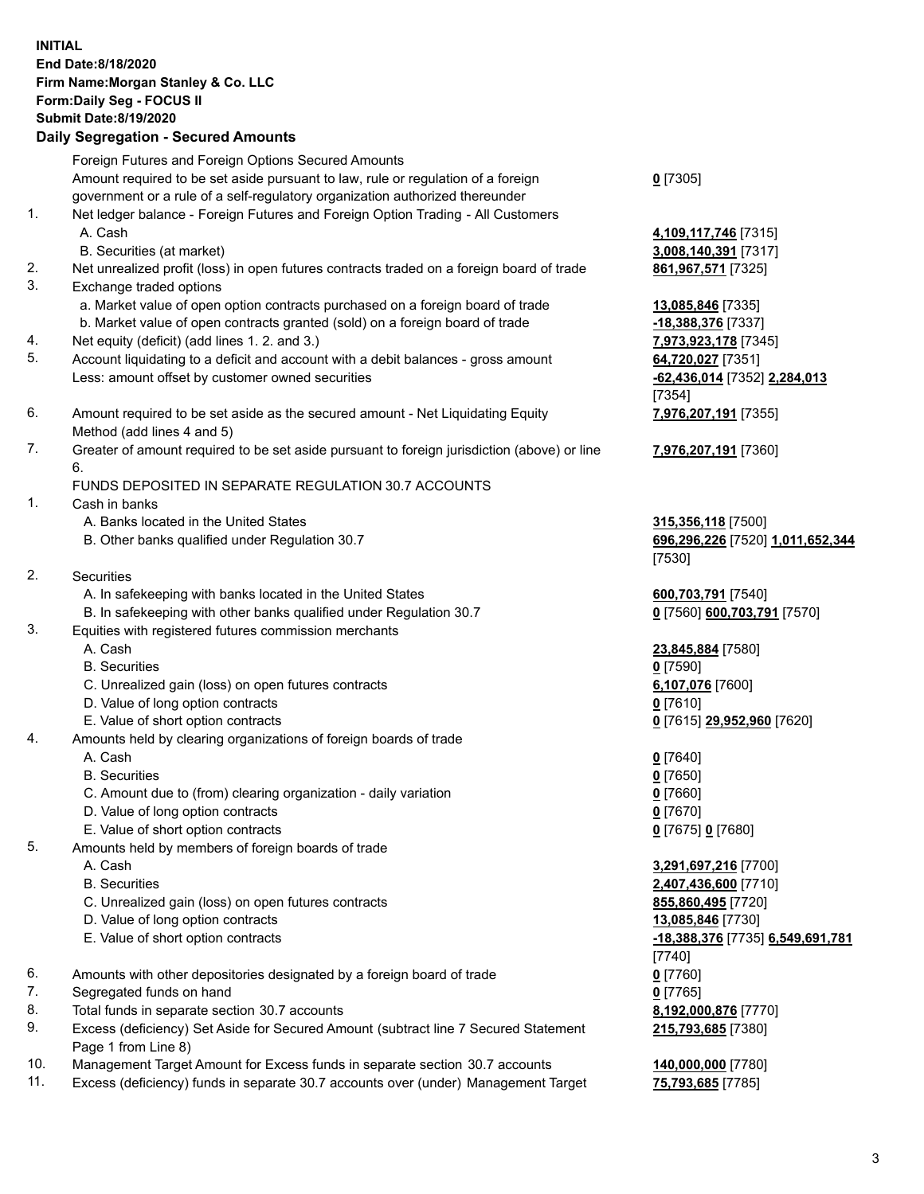**INITIAL**
**End Date:8/18/2020**
**Firm Name:Morgan Stanley & Co. LLC**
**Form:Daily Seg - FOCUS II**
**Submit Date:8/19/2020**

### Daily Segregation - Secured Amounts

| | | |
|---|---|---|
| | Foreign Futures and Foreign Options Secured Amounts | |
| | Amount required to be set aside pursuant to law, rule or regulation of a foreign government or a rule of a self-regulatory organization authorized thereunder | **0** [7305] |
| 1. | Net ledger balance - Foreign Futures and Foreign Option Trading - All Customers | |
| | A. Cash | **4,109,117,746** [7315] |
| | B. Securities (at market) | **3,008,140,391** [7317] |
| 2. | Net unrealized profit (loss) in open futures contracts traded on a foreign board of trade | **861,967,571** [7325] |
| 3. | Exchange traded options | |
| | a. Market value of open option contracts purchased on a foreign board of trade | **13,085,846** [7335] |
| | b. Market value of open contracts granted (sold) on a foreign board of trade | **-18,388,376** [7337] |
| 4. | Net equity (deficit) (add lines 1. 2. and 3.) | **7,973,923,178** [7345] |
| 5. | Account liquidating to a deficit and account with a debit balances - gross amount | **64,720,027** [7351] |
| | Less: amount offset by customer owned securities | **-62,436,014** [7352] **2,284,013** [7354] |
| 6. | Amount required to be set aside as the secured amount - Net Liquidating Equity Method (add lines 4 and 5) | **7,976,207,191** [7355] |
| 7. | Greater of amount required to be set aside pursuant to foreign jurisdiction (above) or line 6. | **7,976,207,191** [7360] |
| | FUNDS DEPOSITED IN SEPARATE REGULATION 30.7 ACCOUNTS | |
| 1. | Cash in banks | |
| | A. Banks located in the United States | **315,356,118** [7500] |
| | B. Other banks qualified under Regulation 30.7 | **696,296,226** [7520] **1,011,652,344** [7530] |
| 2. | Securities | |
| | A. In safekeeping with banks located in the United States | **600,703,791** [7540] |
| | B. In safekeeping with other banks qualified under Regulation 30.7 | **0** [7560] **600,703,791** [7570] |
| 3. | Equities with registered futures commission merchants | |
| | A. Cash | **23,845,884** [7580] |
| | B. Securities | **0** [7590] |
| | C. Unrealized gain (loss) on open futures contracts | **6,107,076** [7600] |
| | D. Value of long option contracts | **0** [7610] |
| | E. Value of short option contracts | **0** [7615] **29,952,960** [7620] |
| 4. | Amounts held by clearing organizations of foreign boards of trade | |
| | A. Cash | **0** [7640] |
| | B. Securities | **0** [7650] |
| | C. Amount due to (from) clearing organization - daily variation | **0** [7660] |
| | D. Value of long option contracts | **0** [7670] |
| | E. Value of short option contracts | **0** [7675] **0** [7680] |
| 5. | Amounts held by members of foreign boards of trade | |
| | A. Cash | **3,291,697,216** [7700] |
| | B. Securities | **2,407,436,600** [7710] |
| | C. Unrealized gain (loss) on open futures contracts | **855,860,495** [7720] |
| | D. Value of long option contracts | **13,085,846** [7730] |
| | E. Value of short option contracts | **-18,388,376** [7735] **6,549,691,781** [7740] |
| 6. | Amounts with other depositories designated by a foreign board of trade | **0** [7760] |
| 7. | Segregated funds on hand | **0** [7765] |
| 8. | Total funds in separate section 30.7 accounts | **8,192,000,876** [7770] |
| 9. | Excess (deficiency) Set Aside for Secured Amount (subtract line 7 Secured Statement Page 1 from Line 8) | **215,793,685** [7380] |
| 10. | Management Target Amount for Excess funds in separate section 30.7 accounts | **140,000,000** [7780] |
| 11. | Excess (deficiency) funds in separate 30.7 accounts over (under) Management Target | **75,793,685** [7785] |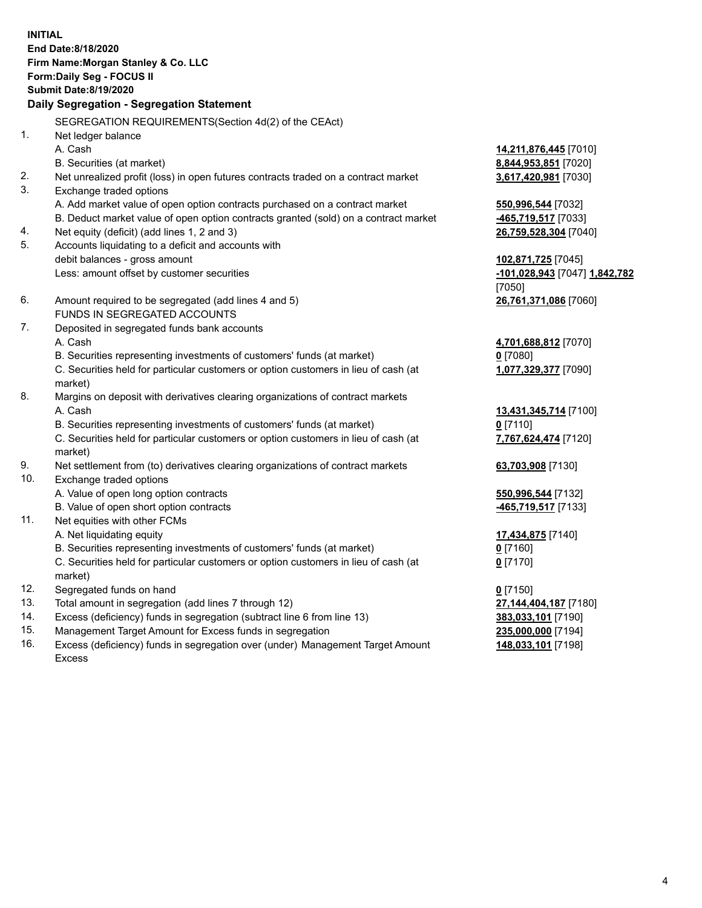**INITIAL**
**End Date:8/18/2020**
**Firm Name:Morgan Stanley & Co. LLC**
**Form:Daily Seg - FOCUS II**
**Submit Date:8/19/2020**

**Daily Segregation - Segregation Statement**

SEGREGATION REQUIREMENTS(Section 4d(2) of the CEAct)

| | | |
|---|---|---|
| 1. | Net ledger balance | |
| | A. Cash | **14,211,876,445** [7010] |
| | B. Securities (at market) | **8,844,953,851** [7020] |
| 2. | Net unrealized profit (loss) in open futures contracts traded on a contract market | **3,617,420,981** [7030] |
| 3. | Exchange traded options | |
| | A. Add market value of open option contracts purchased on a contract market | **550,996,544** [7032] |
| | B. Deduct market value of open option contracts granted (sold) on a contract market | **-465,719,517** [7033] |
| 4. | Net equity (deficit) (add lines 1, 2 and 3) | **26,759,528,304** [7040] |
| 5. | Accounts liquidating to a deficit and accounts with debit balances - gross amount | **102,871,725** [7045] |
| | Less: amount offset by customer securities | **-101,028,943** [7047] **1,842,782** [7050] |
| 6. | Amount required to be segregated (add lines 4 and 5) | **26,761,371,086** [7060] |
| | FUNDS IN SEGREGATED ACCOUNTS | |
| 7. | Deposited in segregated funds bank accounts | |
| | A. Cash | **4,701,688,812** [7070] |
| | B. Securities representing investments of customers' funds (at market) | **0** [7080] |
| | C. Securities held for particular customers or option customers in lieu of cash (at market) | **1,077,329,377** [7090] |
| 8. | Margins on deposit with derivatives clearing organizations of contract markets | |
| | A. Cash | **13,431,345,714** [7100] |
| | B. Securities representing investments of customers' funds (at market) | **0** [7110] |
| | C. Securities held for particular customers or option customers in lieu of cash (at market) | **7,767,624,474** [7120] |
| 9. | Net settlement from (to) derivatives clearing organizations of contract markets | **63,703,908** [7130] |
| 10. | Exchange traded options | |
| | A. Value of open long option contracts | **550,996,544** [7132] |
| | B. Value of open short option contracts | **-465,719,517** [7133] |
| 11. | Net equities with other FCMs | |
| | A. Net liquidating equity | **17,434,875** [7140] |
| | B. Securities representing investments of customers' funds (at market) | **0** [7160] |
| | C. Securities held for particular customers or option customers in lieu of cash (at market) | **0** [7170] |
| 12. | Segregated funds on hand | **0** [7150] |
| 13. | Total amount in segregation (add lines 7 through 12) | **27,144,404,187** [7180] |
| 14. | Excess (deficiency) funds in segregation (subtract line 6 from line 13) | **383,033,101** [7190] |
| 15. | Management Target Amount for Excess funds in segregation | **235,000,000** [7194] |
| 16. | Excess (deficiency) funds in segregation over (under) Management Target Amount Excess | **148,033,101** [7198] |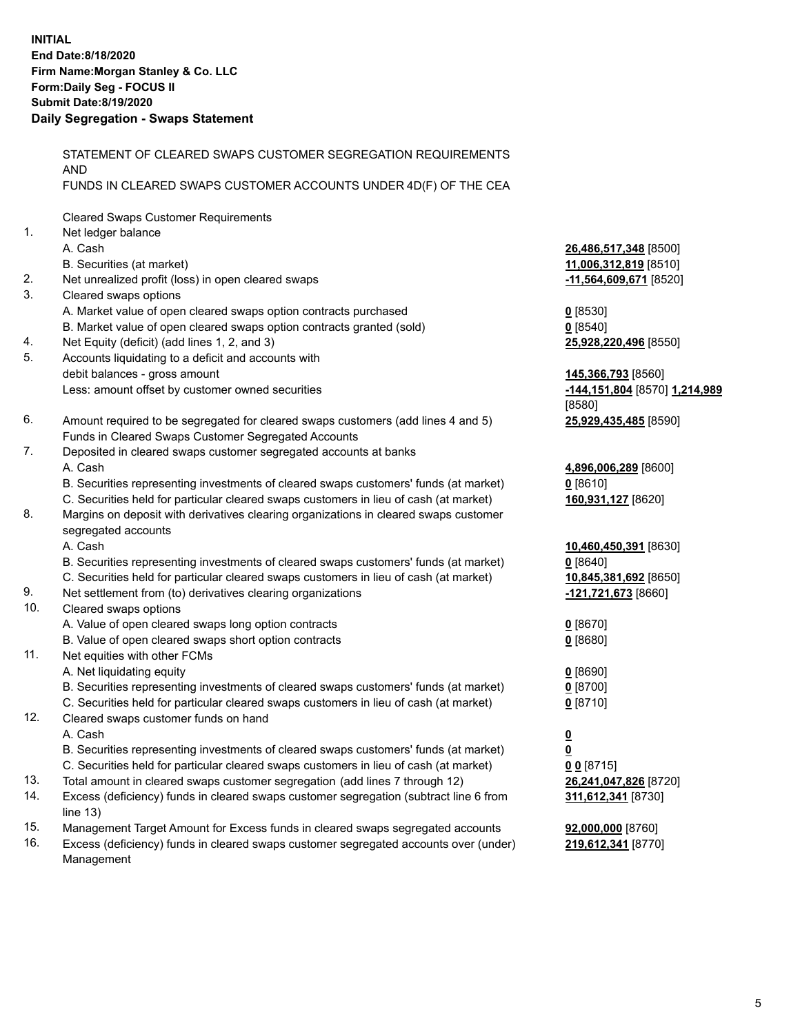**INITIAL**
**End Date:8/18/2020**
**Firm Name:Morgan Stanley & Co. LLC**
**Form:Daily Seg - FOCUS II**
**Submit Date:8/19/2020**
**Daily Segregation - Swaps Statement**

STATEMENT OF CLEARED SWAPS CUSTOMER SEGREGATION REQUIREMENTS AND FUNDS IN CLEARED SWAPS CUSTOMER ACCOUNTS UNDER 4D(F) OF THE CEA

| | | |
|---|---|---|
| | Cleared Swaps Customer Requirements | |
| 1. | Net ledger balance | |
| | A. Cash | **26,486,517,348** [8500] |
| | B. Securities (at market) | **11,006,312,819** [8510] |
| 2. | Net unrealized profit (loss) in open cleared swaps | **-11,564,609,671** [8520] |
| 3. | Cleared swaps options | |
| | A. Market value of open cleared swaps option contracts purchased | **0** [8530] |
| | B. Market value of open cleared swaps option contracts granted (sold) | **0** [8540] |
| 4. | Net Equity (deficit) (add lines 1, 2, and 3) | **25,928,220,496** [8550] |
| 5. | Accounts liquidating to a deficit and accounts with debit balances - gross amount | **145,366,793** [8560] |
| | Less: amount offset by customer owned securities | **-144,151,804** [8570] **1,214,989** [8580] |
| 6. | Amount required to be segregated for cleared swaps customers (add lines 4 and 5) | **25,929,435,485** [8590] |
| | Funds in Cleared Swaps Customer Segregated Accounts | |
| 7. | Deposited in cleared swaps customer segregated accounts at banks | |
| | A. Cash | **4,896,006,289** [8600] |
| | B. Securities representing investments of cleared swaps customers' funds (at market) | **0** [8610] |
| | C. Securities held for particular cleared swaps customers in lieu of cash (at market) | **160,931,127** [8620] |
| 8. | Margins on deposit with derivatives clearing organizations in cleared swaps customer segregated accounts | |
| | A. Cash | **10,460,450,391** [8630] |
| | B. Securities representing investments of cleared swaps customers' funds (at market) | **0** [8640] |
| | C. Securities held for particular cleared swaps customers in lieu of cash (at market) | **10,845,381,692** [8650] |
| 9. | Net settlement from (to) derivatives clearing organizations | **-121,721,673** [8660] |
| 10. | Cleared swaps options | |
| | A. Value of open cleared swaps long option contracts | **0** [8670] |
| | B. Value of open cleared swaps short option contracts | **0** [8680] |
| 11. | Net equities with other FCMs | |
| | A. Net liquidating equity | **0** [8690] |
| | B. Securities representing investments of cleared swaps customers' funds (at market) | **0** [8700] |
| | C. Securities held for particular cleared swaps customers in lieu of cash (at market) | **0** [8710] |
| 12. | Cleared swaps customer funds on hand | |
| | A. Cash | **0** |
| | B. Securities representing investments of cleared swaps customers' funds (at market) | **0** |
| | C. Securities held for particular cleared swaps customers in lieu of cash (at market) | **0** **0** [8715] |
| 13. | Total amount in cleared swaps customer segregation (add lines 7 through 12) | **26,241,047,826** [8720] |
| 14. | Excess (deficiency) funds in cleared swaps customer segregation (subtract line 6 from line 13) | **311,612,341** [8730] |
| 15. | Management Target Amount for Excess funds in cleared swaps segregated accounts | **92,000,000** [8760] |
| 16. | Excess (deficiency) funds in cleared swaps customer segregated accounts over (under) Management | **219,612,341** [8770] |